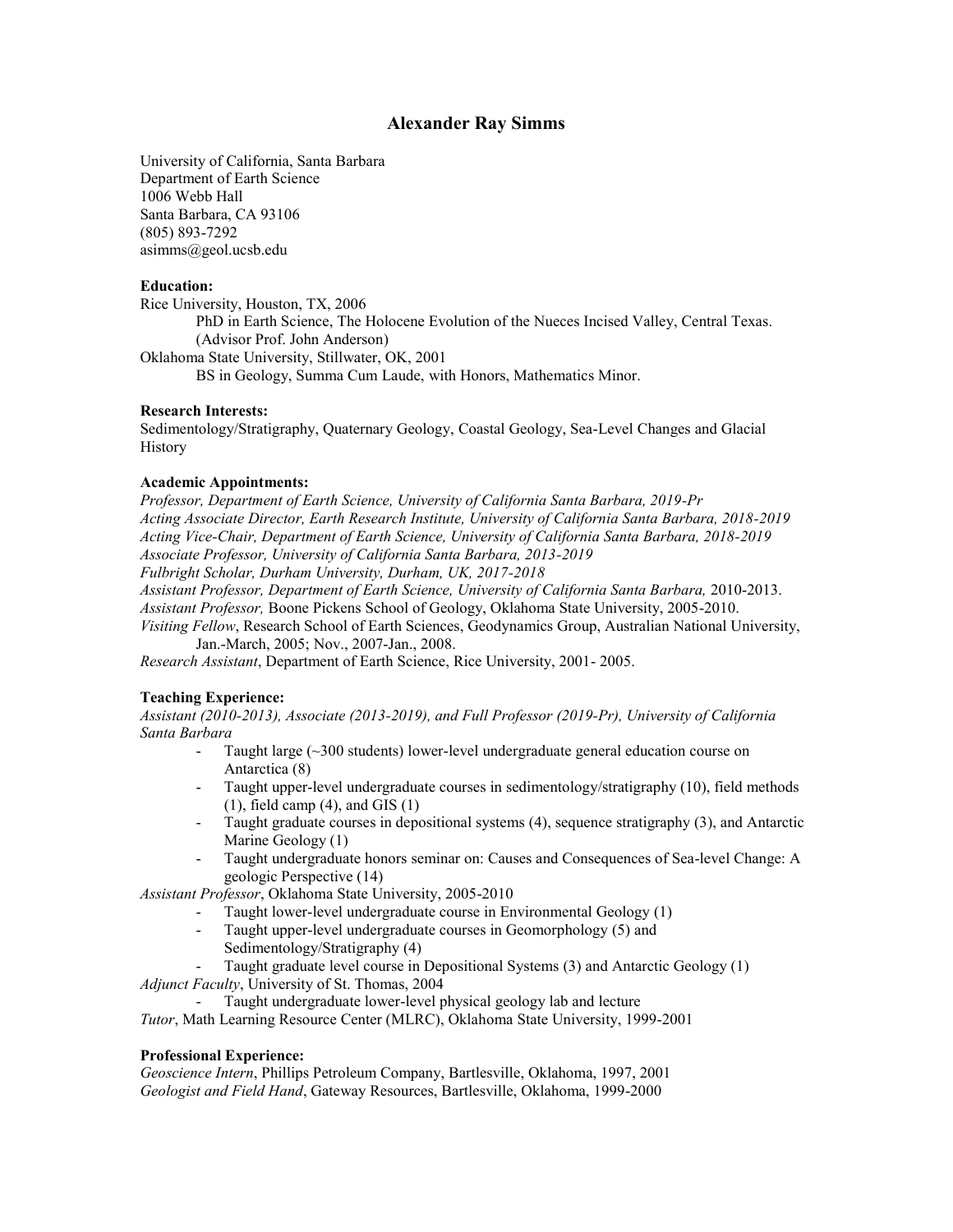# Alexander Ray Simms

University of California, Santa Barbara
Department of Earth Science
1006 Webb Hall
Santa Barbara, CA 93106
(805) 893-7292
asimms@geol.ucsb.edu

**Education:**

Rice University, Houston, TX, 2006

PhD in Earth Science, The Holocene Evolution of the Nueces Incised Valley, Central Texas. (Advisor Prof. John Anderson)

Oklahoma State University, Stillwater, OK, 2001

BS in Geology, Summa Cum Laude, with Honors, Mathematics Minor.

**Research Interests:**

Sedimentology/Stratigraphy, Quaternary Geology, Coastal Geology, Sea-Level Changes and Glacial History

**Academic Appointments:**

*Professor, Department of Earth Science, University of California Santa Barbara, 2019-Pr*
*Acting Associate Director, Earth Research Institute, University of California Santa Barbara, 2018-2019*
*Acting Vice-Chair, Department of Earth Science, University of California Santa Barbara, 2018-2019*
*Associate Professor, University of California Santa Barbara, 2013-2019*
*Fulbright Scholar, Durham University, Durham, UK, 2017-2018*
*Assistant Professor, Department of Earth Science, University of California Santa Barbara,* 2010-2013.
*Assistant Professor,* Boone Pickens School of Geology, Oklahoma State University, 2005-2010.
*Visiting Fellow*, Research School of Earth Sciences, Geodynamics Group, Australian National University, Jan.-March, 2005; Nov., 2007-Jan., 2008.
*Research Assistant*, Department of Earth Science, Rice University, 2001- 2005.

**Teaching Experience:**

*Assistant (2010-2013), Associate (2013-2019), and Full Professor (2019-Pr), University of California Santa Barbara*

- Taught large (~300 students) lower-level undergraduate general education course on Antarctica (8)
- Taught upper-level undergraduate courses in sedimentology/stratigraphy (10), field methods (1), field camp (4), and GIS (1)
- Taught graduate courses in depositional systems (4), sequence stratigraphy (3), and Antarctic Marine Geology (1)
- Taught undergraduate honors seminar on: Causes and Consequences of Sea-level Change: A geologic Perspective (14)

*Assistant Professor*, Oklahoma State University, 2005-2010

- Taught lower-level undergraduate course in Environmental Geology (1)
- Taught upper-level undergraduate courses in Geomorphology (5) and Sedimentology/Stratigraphy (4)
- Taught graduate level course in Depositional Systems (3) and Antarctic Geology (1)

*Adjunct Faculty*, University of St. Thomas, 2004

- Taught undergraduate lower-level physical geology lab and lecture

*Tutor*, Math Learning Resource Center (MLRC), Oklahoma State University, 1999-2001

**Professional Experience:**

*Geoscience Intern*, Phillips Petroleum Company, Bartlesville, Oklahoma, 1997, 2001
*Geologist and Field Hand*, Gateway Resources, Bartlesville, Oklahoma, 1999-2000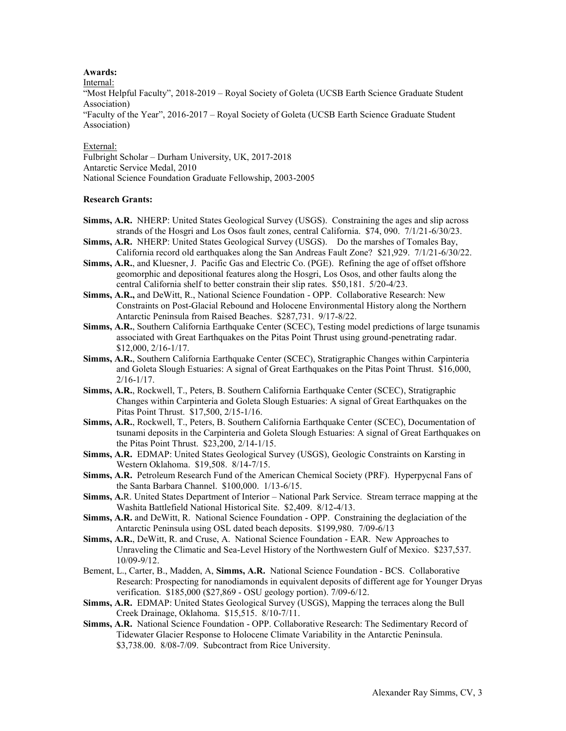**Awards:**

Internal:

"Most Helpful Faculty", 2018-2019 – Royal Society of Goleta (UCSB Earth Science Graduate Student Association)

"Faculty of the Year", 2016-2017 – Royal Society of Goleta (UCSB Earth Science Graduate Student Association)

External:

Fulbright Scholar – Durham University, UK, 2017-2018

Antarctic Service Medal, 2010

National Science Foundation Graduate Fellowship, 2003-2005

**Research Grants:**

**Simms, A.R.** NHERP: United States Geological Survey (USGS). Constraining the ages and slip across strands of the Hosgri and Los Osos fault zones, central California. $74, 090. 7/1/21-6/30/23.

**Simms, A.R.** NHERP: United States Geological Survey (USGS). Do the marshes of Tomales Bay, California record old earthquakes along the San Andreas Fault Zone? $21,929. 7/1/21-6/30/22.

**Simms, A.R.**, and Kluesner, J. Pacific Gas and Electric Co. (PGE). Refining the age of offset offshore geomorphic and depositional features along the Hosgri, Los Osos, and other faults along the central California shelf to better constrain their slip rates. $50,181. 5/20-4/23.

**Simms, A.R.,** and DeWitt, R., National Science Foundation - OPP. Collaborative Research: New Constraints on Post-Glacial Rebound and Holocene Environmental History along the Northern Antarctic Peninsula from Raised Beaches. $287,731. 9/17-8/22.

**Simms, A.R.**, Southern California Earthquake Center (SCEC), Testing model predictions of large tsunamis associated with Great Earthquakes on the Pitas Point Thrust using ground-penetrating radar. $12,000, 2/16-1/17.

**Simms, A.R.**, Southern California Earthquake Center (SCEC), Stratigraphic Changes within Carpinteria and Goleta Slough Estuaries: A signal of Great Earthquakes on the Pitas Point Thrust. $16,000, 2/16-1/17.

**Simms, A.R.**, Rockwell, T., Peters, B. Southern California Earthquake Center (SCEC), Stratigraphic Changes within Carpinteria and Goleta Slough Estuaries: A signal of Great Earthquakes on the Pitas Point Thrust. $17,500, 2/15-1/16.

**Simms, A.R.**, Rockwell, T., Peters, B. Southern California Earthquake Center (SCEC), Documentation of tsunami deposits in the Carpinteria and Goleta Slough Estuaries: A signal of Great Earthquakes on the Pitas Point Thrust. $23,200, 2/14-1/15.

**Simms, A.R.** EDMAP: United States Geological Survey (USGS), Geologic Constraints on Karsting in Western Oklahoma. $19,508. 8/14-7/15.

**Simms, A.R.** Petroleum Research Fund of the American Chemical Society (PRF). Hyperpycnal Fans of the Santa Barbara Channel. $100,000. 1/13-6/15.

**Simms, A.**R. United States Department of Interior – National Park Service. Stream terrace mapping at the Washita Battlefield National Historical Site. $2,409. 8/12-4/13.

**Simms, A.R.** and DeWitt, R. National Science Foundation - OPP. Constraining the deglaciation of the Antarctic Peninsula using OSL dated beach deposits. $199,980. 7/09-6/13

**Simms, A.R.**, DeWitt, R. and Cruse, A. National Science Foundation - EAR. New Approaches to Unraveling the Climatic and Sea-Level History of the Northwestern Gulf of Mexico. $237,537. 10/09-9/12.

Bement, L., Carter, B., Madden, A, **Simms, A.R.** National Science Foundation - BCS. Collaborative Research: Prospecting for nanodiamonds in equivalent deposits of different age for Younger Dryas verification. $185,000 ($27,869 - OSU geology portion). 7/09-6/12.

**Simms, A.R.** EDMAP: United States Geological Survey (USGS), Mapping the terraces along the Bull Creek Drainage, Oklahoma. $15,515. 8/10-7/11.

**Simms, A.R.** National Science Foundation - OPP. Collaborative Research: The Sedimentary Record of Tidewater Glacier Response to Holocene Climate Variability in the Antarctic Peninsula. $3,738.00. 8/08-7/09. Subcontract from Rice University.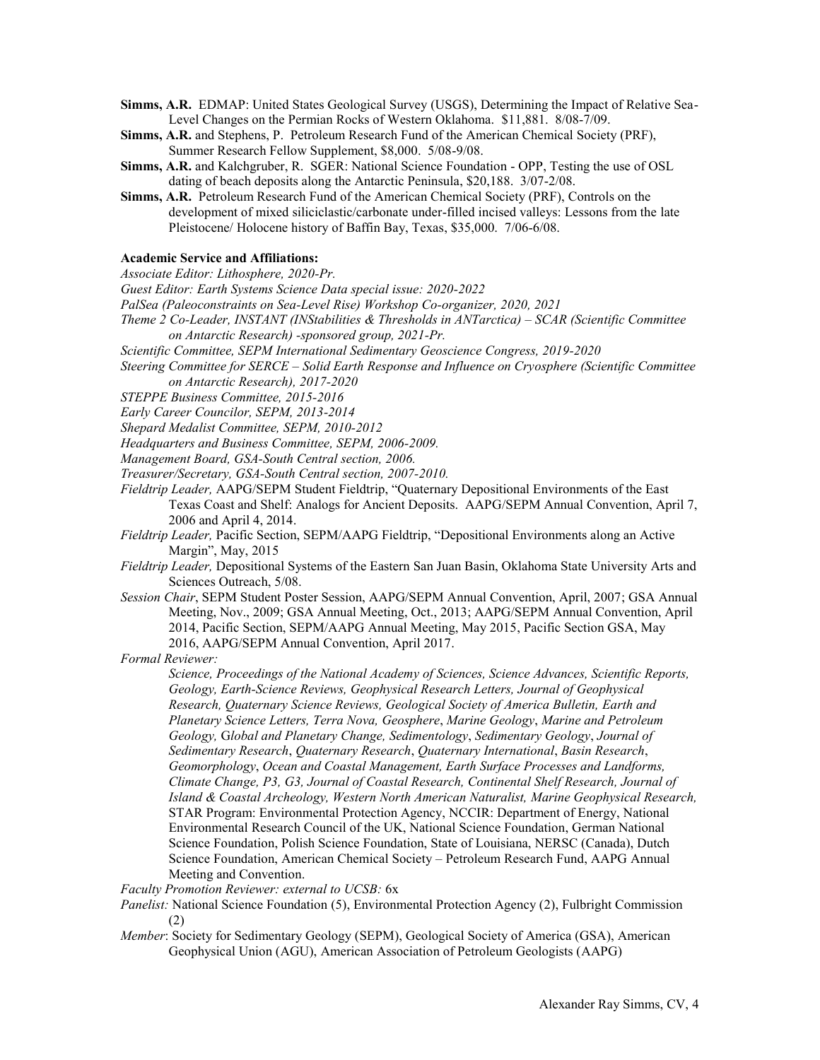**Simms, A.R.** EDMAP: United States Geological Survey (USGS), Determining the Impact of Relative Sea-Level Changes on the Permian Rocks of Western Oklahoma. $11,881. 8/08-7/09.

**Simms, A.R.** and Stephens, P. Petroleum Research Fund of the American Chemical Society (PRF), Summer Research Fellow Supplement, $8,000. 5/08-9/08.

**Simms, A.R.** and Kalchgruber, R. SGER: National Science Foundation - OPP, Testing the use of OSL dating of beach deposits along the Antarctic Peninsula, $20,188. 3/07-2/08.

**Simms, A.R.** Petroleum Research Fund of the American Chemical Society (PRF), Controls on the development of mixed siliciclastic/carbonate under-filled incised valleys: Lessons from the late Pleistocene/ Holocene history of Baffin Bay, Texas, $35,000. 7/06-6/08.

**Academic Service and Affiliations:**

*Associate Editor: Lithosphere, 2020-Pr.*

*Guest Editor: Earth Systems Science Data special issue: 2020-2022*

*PalSea (Paleoconstraints on Sea-Level Rise) Workshop Co-organizer, 2020, 2021*

*Theme 2 Co-Leader, INSTANT (INStabilities & Thresholds in ANTarctica) – SCAR (Scientific Committee on Antarctic Research) -sponsored group, 2021-Pr.*

*Scientific Committee, SEPM International Sedimentary Geoscience Congress, 2019-2020*

*Steering Committee for SERCE – Solid Earth Response and Influence on Cryosphere (Scientific Committee on Antarctic Research), 2017-2020*

*STEPPE Business Committee, 2015-2016*

*Early Career Councilor, SEPM, 2013-2014*

*Shepard Medalist Committee, SEPM, 2010-2012*

*Headquarters and Business Committee, SEPM, 2006-2009.*

*Management Board, GSA-South Central section, 2006.*

*Treasurer/Secretary, GSA-South Central section, 2007-2010.*

*Fieldtrip Leader,* AAPG/SEPM Student Fieldtrip, "Quaternary Depositional Environments of the East Texas Coast and Shelf: Analogs for Ancient Deposits. AAPG/SEPM Annual Convention, April 7, 2006 and April 4, 2014.

*Fieldtrip Leader,* Pacific Section, SEPM/AAPG Fieldtrip, "Depositional Environments along an Active Margin", May, 2015

*Fieldtrip Leader,* Depositional Systems of the Eastern San Juan Basin, Oklahoma State University Arts and Sciences Outreach, 5/08.

*Session Chair*, SEPM Student Poster Session, AAPG/SEPM Annual Convention, April, 2007; GSA Annual Meeting, Nov., 2009; GSA Annual Meeting, Oct., 2013; AAPG/SEPM Annual Convention, April 2014, Pacific Section, SEPM/AAPG Annual Meeting, May 2015, Pacific Section GSA, May 2016, AAPG/SEPM Annual Convention, April 2017.

*Formal Reviewer:*

*Science, Proceedings of the National Academy of Sciences, Science Advances, Scientific Reports, Geology, Earth-Science Reviews, Geophysical Research Letters, Journal of Geophysical Research, Quaternary Science Reviews, Geological Society of America Bulletin, Earth and Planetary Science Letters, Terra Nova, Geosphere*, *Marine Geology*, *Marine and Petroleum Geology, Global and Planetary Change, Sedimentology*, *Sedimentary Geology*, *Journal of Sedimentary Research*, *Quaternary Research*, *Quaternary International*, *Basin Research*, *Geomorphology*, *Ocean and Coastal Management, Earth Surface Processes and Landforms, Climate Change, P3, G3, Journal of Coastal Research, Continental Shelf Research, Journal of Island & Coastal Archeology, Western North American Naturalist, Marine Geophysical Research,* STAR Program: Environmental Protection Agency, NCCIR: Department of Energy, National Environmental Research Council of the UK, National Science Foundation, German National Science Foundation, Polish Science Foundation, State of Louisiana, NERSC (Canada), Dutch Science Foundation, American Chemical Society – Petroleum Research Fund, AAPG Annual Meeting and Convention.

*Faculty Promotion Reviewer: external to UCSB:* 6x

*Panelist:* National Science Foundation (5), Environmental Protection Agency (2), Fulbright Commission (2)

*Member*: Society for Sedimentary Geology (SEPM), Geological Society of America (GSA), American Geophysical Union (AGU), American Association of Petroleum Geologists (AAPG)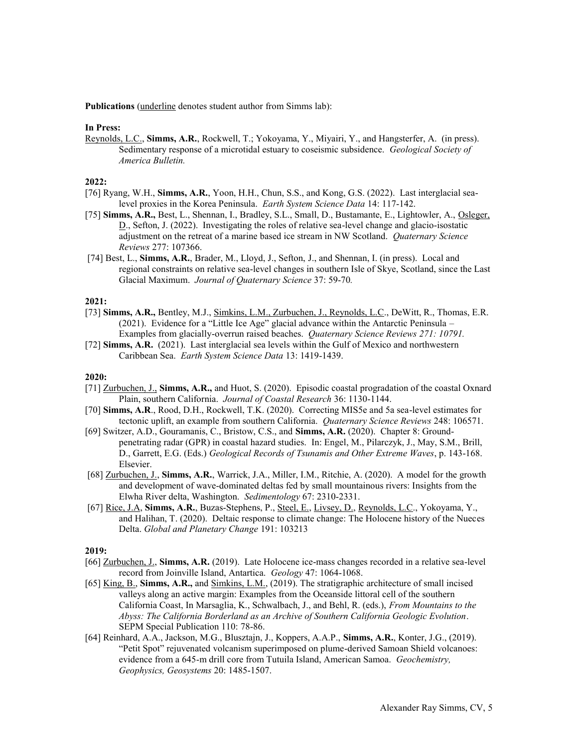**Publications** (<u>underline</u> denotes student author from Simms lab):

**In Press:**

<u>Reynolds, L.C.</u>, **Simms, A.R.**, Rockwell, T.; Yokoyama, Y., Miyairi, Y., and Hangsterfer, A. (in press). Sedimentary response of a microtidal estuary to coseismic subsidence. *Geological Society of America Bulletin.*

**2022:**

[76] Ryang, W.H., **Simms, A.R.**, Yoon, H.H., Chun, S.S., and Kong, G.S. (2022). Last interglacial sea-level proxies in the Korea Peninsula. *Earth System Science Data* 14: 117-142.

[75] **Simms, A.R.,** Best, L., Shennan, I., Bradley, S.L., Small, D., Bustamante, E., Lightowler, A., <u>Osleger, D.</u>, Sefton, J. (2022). Investigating the roles of relative sea-level change and glacio-isostatic adjustment on the retreat of a marine based ice stream in NW Scotland. *Quaternary Science Reviews* 277: 107366.

[74] Best, L., **Simms, A.R.**, Brader, M., Lloyd, J., Sefton, J., and Shennan, I. (in press). Local and regional constraints on relative sea-level changes in southern Isle of Skye, Scotland, since the Last Glacial Maximum. *Journal of Quaternary Science* 37: 59-70*.*

**2021:**

[73] **Simms, A.R.,** Bentley, M.J., <u>Simkins, L.M., Zurbuchen, J., Reynolds, L.C</u>., DeWitt, R., Thomas, E.R. (2021). Evidence for a "Little Ice Age" glacial advance within the Antarctic Peninsula – Examples from glacially-overrun raised beaches. *Quaternary Science Reviews 271: 10791.*

[72] **Simms, A.R.** (2021). Last interglacial sea levels within the Gulf of Mexico and northwestern Caribbean Sea. *Earth System Science Data* 13: 1419-1439.

**2020:**

[71] <u>Zurbuchen, J.,</u> **Simms, A.R.,** and Huot, S. (2020). Episodic coastal progradation of the coastal Oxnard Plain, southern California. *Journal of Coastal Research* 36: 1130-1144.

[70] **Simms, A.R**., Rood, D.H., Rockwell, T.K. (2020). Correcting MIS5e and 5a sea-level estimates for tectonic uplift, an example from southern California. *Quaternary Science Reviews* 248: 106571.

[69] Switzer, A.D., Gouramanis, C., Bristow, C.S., and **Simms, A.R.** (2020). Chapter 8: Ground-penetrating radar (GPR) in coastal hazard studies. In: Engel, M., Pilarczyk, J., May, S.M., Brill, D., Garrett, E.G. (Eds.) *Geological Records of Tsunamis and Other Extreme Waves*, p. 143-168. Elsevier.

[68] <u>Zurbuchen, J.,</u> **Simms, A.R.**, Warrick, J.A., Miller, I.M., Ritchie, A. (2020). A model for the growth and development of wave-dominated deltas fed by small mountainous rivers: Insights from the Elwha River delta, Washington. *Sedimentology* 67: 2310-2331.

[67] <u>Rice, J.A</u>, **Simms, A.R.**, Buzas-Stephens, P., <u>Steel, E.</u>, <u>Livsey, D.</u>, <u>Reynolds, L.C</u>., Yokoyama, Y., and Halihan, T. (2020). Deltaic response to climate change: The Holocene history of the Nueces Delta. *Global and Planetary Change* 191: 103213

**2019:**

[66] <u>Zurbuchen, J.</u>, **Simms, A.R.** (2019). Late Holocene ice-mass changes recorded in a relative sea-level record from Joinville Island, Antartica. *Geology* 47: 1064-1068.

[65] <u>King, B.</u>, **Simms, A.R.,** and <u>Simkins, L.M.</u>, (2019). The stratigraphic architecture of small incised valleys along an active margin: Examples from the Oceanside littoral cell of the southern California Coast, In Marsaglia, K., Schwalbach, J., and Behl, R. (eds.), *From Mountains to the Abyss: The California Borderland as an Archive of Southern California Geologic Evolution*. SEPM Special Publication 110: 78-86.

[64] Reinhard, A.A., Jackson, M.G., Blusztajn, J., Koppers, A.A.P., **Simms, A.R.**, Konter, J.G., (2019). "Petit Spot" rejuvenated volcanism superimposed on plume-derived Samoan Shield volcanoes: evidence from a 645-m drill core from Tutuila Island, American Samoa. *Geochemistry, Geophysics, Geosystems* 20: 1485-1507.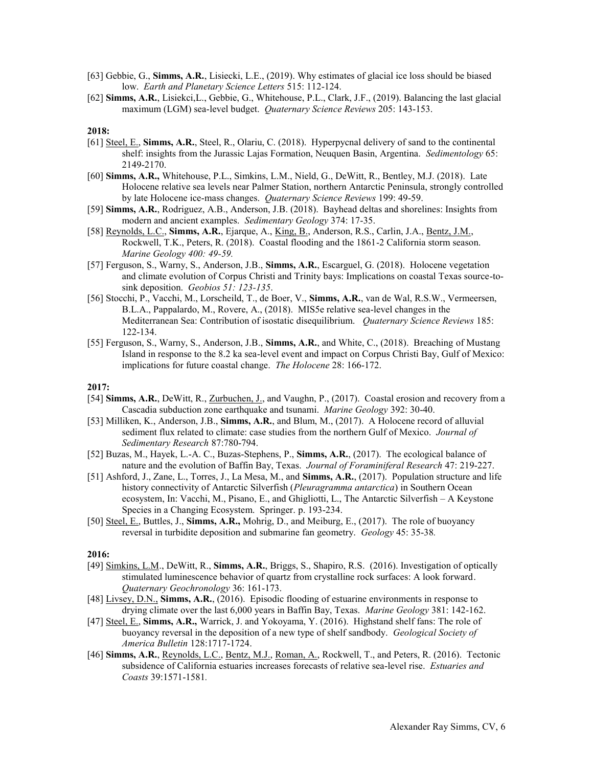[63] Gebbie, G., **Simms, A.R.**, Lisiecki, L.E., (2019). Why estimates of glacial ice loss should be biased low. *Earth and Planetary Science Letters* 515: 112-124.

[62] **Simms, A.R.**, Lisiekci,L., Gebbie, G., Whitehouse, P.L., Clark, J.F., (2019). Balancing the last glacial maximum (LGM) sea-level budget. *Quaternary Science Reviews* 205: 143-153.

**2018:**

[61] Steel, E., **Simms, A.R.**, Steel, R., Olariu, C. (2018). Hyperpycnal delivery of sand to the continental shelf: insights from the Jurassic Lajas Formation, Neuquen Basin, Argentina. *Sedimentology* 65: 2149-2170.

[60] **Simms, A.R.,** Whitehouse, P.L., Simkins, L.M., Nield, G., DeWitt, R., Bentley, M.J. (2018). Late Holocene relative sea levels near Palmer Station, northern Antarctic Peninsula, strongly controlled by late Holocene ice-mass changes. *Quaternary Science Reviews* 199: 49-59.

[59] **Simms, A.R.**, Rodriguez, A.B., Anderson, J.B. (2018). Bayhead deltas and shorelines: Insights from modern and ancient examples. *Sedimentary Geology* 374: 17-35.

[58] Reynolds, L.C., **Simms, A.R.**, Ejarque, A., King, B., Anderson, R.S., Carlin, J.A., Bentz, J.M., Rockwell, T.K., Peters, R. (2018). Coastal flooding and the 1861-2 California storm season. *Marine Geology 400: 49-59.*

[57] Ferguson, S., Warny, S., Anderson, J.B., **Simms, A.R.**, Escarguel, G. (2018). Holocene vegetation and climate evolution of Corpus Christi and Trinity bays: Implications on coastal Texas source-to-sink deposition. *Geobios 51: 123-135.*

[56] Stocchi, P., Vacchi, M., Lorscheild, T., de Boer, V., **Simms, A.R.**, van de Wal, R.S.W., Vermeersen, B.L.A., Pappalardo, M., Rovere, A., (2018). MIS5e relative sea-level changes in the Mediterranean Sea: Contribution of isostatic disequilibrium. *Quaternary Science Reviews* 185: 122-134.

[55] Ferguson, S., Warny, S., Anderson, J.B., **Simms, A.R.**, and White, C., (2018). Breaching of Mustang Island in response to the 8.2 ka sea-level event and impact on Corpus Christi Bay, Gulf of Mexico: implications for future coastal change. *The Holocene* 28: 166-172.

**2017:**

[54] **Simms, A.R.**, DeWitt, R., Zurbuchen, J., and Vaughn, P., (2017). Coastal erosion and recovery from a Cascadia subduction zone earthquake and tsunami. *Marine Geology* 392: 30-40.

[53] Milliken, K., Anderson, J.B., **Simms, A.R.**, and Blum, M., (2017). A Holocene record of alluvial sediment flux related to climate: case studies from the northern Gulf of Mexico. *Journal of Sedimentary Research* 87:780-794.

[52] Buzas, M., Hayek, L.-A. C., Buzas-Stephens, P., **Simms, A.R.**, (2017). The ecological balance of nature and the evolution of Baffin Bay, Texas. *Journal of Foraminiferal Research* 47: 219-227.

[51] Ashford, J., Zane, L., Torres, J., La Mesa, M., and **Simms, A.R.**, (2017). Population structure and life history connectivity of Antarctic Silverfish (*Pleuragramma antarctica*) in Southern Ocean ecosystem, In: Vacchi, M., Pisano, E., and Ghigliotti, L., The Antarctic Silverfish – A Keystone Species in a Changing Ecosystem. Springer. p. 193-234.

[50] Steel, E., Buttles, J., **Simms, A.R.,** Mohrig, D., and Meiburg, E., (2017). The role of buoyancy reversal in turbidite deposition and submarine fan geometry. *Geology* 45: 35-38.

**2016:**

[49] Simkins, L.M., DeWitt, R., **Simms, A.R.**, Briggs, S., Shapiro, R.S. (2016). Investigation of optically stimulated luminescence behavior of quartz from crystalline rock surfaces: A look forward. *Quaternary Geochronology* 36: 161-173.

[48] Livsey, D.N., **Simms, A.R.**, (2016). Episodic flooding of estuarine environments in response to drying climate over the last 6,000 years in Baffin Bay, Texas. *Marine Geology* 381: 142-162.

[47] Steel, E., **Simms, A.R.,** Warrick, J. and Yokoyama, Y. (2016). Highstand shelf fans: The role of buoyancy reversal in the deposition of a new type of shelf sandbody. *Geological Society of America Bulletin* 128:1717-1724.

[46] **Simms, A.R.**, Reynolds, L.C., Bentz, M.J., Roman, A., Rockwell, T., and Peters, R. (2016). Tectonic subsidence of California estuaries increases forecasts of relative sea-level rise. *Estuaries and Coasts* 39:1571-1581.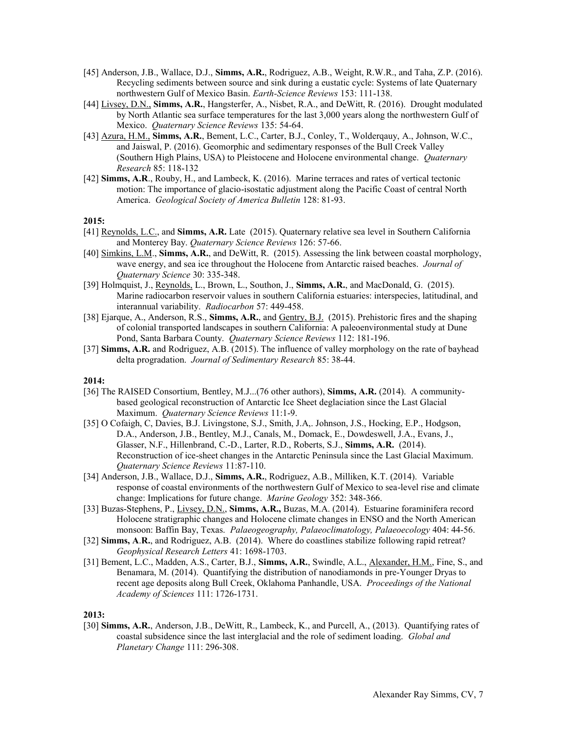[45] Anderson, J.B., Wallace, D.J., **Simms, A.R.**, Rodriguez, A.B., Weight, R.W.R., and Taha, Z.P. (2016). Recycling sediments between source and sink during a eustatic cycle: Systems of late Quaternary northwestern Gulf of Mexico Basin. *Earth-Science Reviews* 153: 111-138.

[44] Livsey, D.N., **Simms, A.R.**, Hangsterfer, A., Nisbet, R.A., and DeWitt, R. (2016). Drought modulated by North Atlantic sea surface temperatures for the last 3,000 years along the northwestern Gulf of Mexico. *Quaternary Science Reviews* 135: 54-64.

[43] Azura, H.M., **Simms, A.R.**, Bement, L.C., Carter, B.J., Conley, T., Wolderqauy, A., Johnson, W.C., and Jaiswal, P. (2016). Geomorphic and sedimentary responses of the Bull Creek Valley (Southern High Plains, USA) to Pleistocene and Holocene environmental change. *Quaternary Research* 85: 118-132

[42] **Simms, A.R**., Rouby, H., and Lambeck, K. (2016). Marine terraces and rates of vertical tectonic motion: The importance of glacio-isostatic adjustment along the Pacific Coast of central North America. *Geological Society of America Bulletin* 128: 81-93.

**2015:**

[41] Reynolds, L.C., and **Simms, A.R.** Late (2015). Quaternary relative sea level in Southern California and Monterey Bay. *Quaternary Science Reviews* 126: 57-66.

[40] Simkins, L.M., **Simms, A.R.**, and DeWitt, R. (2015). Assessing the link between coastal morphology, wave energy, and sea ice throughout the Holocene from Antarctic raised beaches. *Journal of Quaternary Science* 30: 335-348.

[39] Holmquist, J., Reynolds, L., Brown, L., Southon, J., **Simms, A.R.**, and MacDonald, G. (2015). Marine radiocarbon reservoir values in southern California estuaries: interspecies, latitudinal, and interannual variability. *Radiocarbon* 57: 449-458.

[38] Ejarque, A., Anderson, R.S., **Simms, A.R.**, and Gentry, B.J. (2015). Prehistoric fires and the shaping of colonial transported landscapes in southern California: A paleoenvironmental study at Dune Pond, Santa Barbara County. *Quaternary Science Reviews* 112: 181-196.

[37] **Simms, A.R.** and Rodriguez, A.B. (2015). The influence of valley morphology on the rate of bayhead delta progradation. *Journal of Sedimentary Research* 85: 38-44.

**2014:**

[36] The RAISED Consortium, Bentley, M.J...(76 other authors), **Simms, A.R.** (2014). A community-based geological reconstruction of Antarctic Ice Sheet deglaciation since the Last Glacial Maximum. *Quaternary Science Reviews* 11:1-9.

[35] O Cofaigh, C, Davies, B.J. Livingstone, S.J., Smith, J.A,. Johnson, J.S., Hocking, E.P., Hodgson, D.A., Anderson, J.B., Bentley, M.J., Canals, M., Domack, E., Dowdeswell, J.A., Evans, J., Glasser, N.F., Hillenbrand, C.-D., Larter, R.D., Roberts, S.J., **Simms, A.R.** (2014). Reconstruction of ice-sheet changes in the Antarctic Peninsula since the Last Glacial Maximum. *Quaternary Science Reviews* 11:87-110.

[34] Anderson, J.B., Wallace, D.J., **Simms, A.R.**, Rodriguez, A.B., Milliken, K.T. (2014). Variable response of coastal environments of the northwestern Gulf of Mexico to sea-level rise and climate change: Implications for future change. *Marine Geology* 352: 348-366.

[33] Buzas-Stephens, P., Livsey, D.N., **Simms, A.R.,** Buzas, M.A. (2014). Estuarine foraminifera record Holocene stratigraphic changes and Holocene climate changes in ENSO and the North American monsoon: Baffin Bay, Texas. *Palaeogeography, Palaeoclimatology, Palaeoecology* 404: 44-56.

[32] **Simms, A.R.**, and Rodriguez, A.B. (2014). Where do coastlines stabilize following rapid retreat? *Geophysical Research Letters* 41: 1698-1703.

[31] Bement, L.C., Madden, A.S., Carter, B.J., **Simms, A.R.**, Swindle, A.L., Alexander, H.M., Fine, S., and Benamara, M. (2014). Quantifying the distribution of nanodiamonds in pre-Younger Dryas to recent age deposits along Bull Creek, Oklahoma Panhandle, USA. *Proceedings of the National Academy of Sciences* 111: 1726-1731.

**2013:**

[30] **Simms, A.R.**, Anderson, J.B., DeWitt, R., Lambeck, K., and Purcell, A., (2013). Quantifying rates of coastal subsidence since the last interglacial and the role of sediment loading. *Global and Planetary Change* 111: 296-308.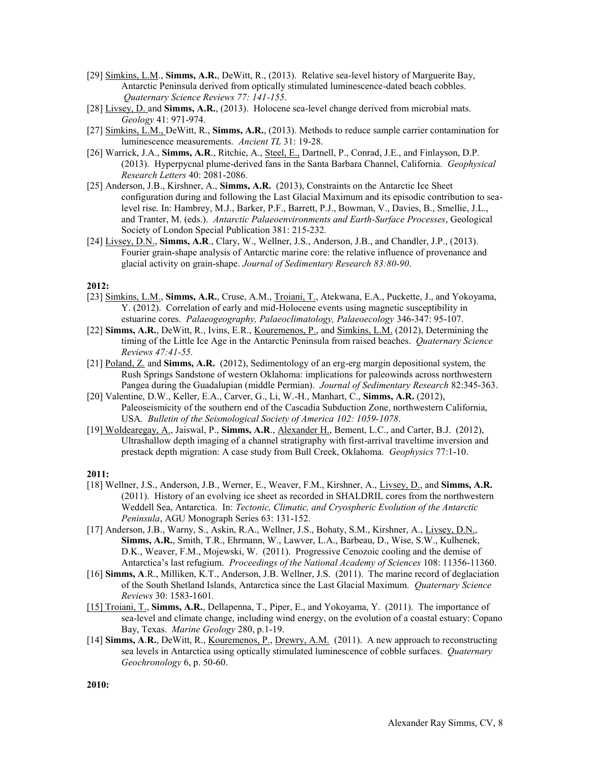[29] <u>Simkins, L.M.</u>, **Simms, A.R.**, DeWitt, R., (2013). Relative sea-level history of Marguerite Bay, Antarctic Peninsula derived from optically stimulated luminescence-dated beach cobbles. *Quaternary Science Reviews 77: 141-155*.

[28] <u>Livsey, D.</u> and **Simms, A.R.**, (2013). Holocene sea-level change derived from microbial mats. *Geology* 41: 971-974.

[27] <u>Simkins, L.M.</u>, DeWitt, R., **Simms, A.R.**, (2013). Methods to reduce sample carrier contamination for luminescence measurements. *Ancient TL* 31: 19-28.

[26] Warrick, J.A., **Simms, A.R**., Ritchie, A., <u>Steel, E.</u>, Dartnell, P., Conrad, J.E., and Finlayson, D.P. (2013). Hyperpycnal plume-derived fans in the Santa Barbara Channel, California. *Geophysical Research Letters* 40: 2081-2086.

[25] Anderson, J.B., Kirshner, A., **Simms, A.R.** (2013), Constraints on the Antarctic Ice Sheet configuration during and following the Last Glacial Maximum and its episodic contribution to sea-level rise. In: Hambrey, M.J., Barker, P.F., Barrett, P.J., Bowman, V., Davies, B., Smellie, J.L., and Tranter, M. (eds.). *Antarctic Palaeoenvironments and Earth-Surface Processes*, Geological Society of London Special Publication 381: 215-232*.*

[24] <u>Livsey, D.N.</u>, **Simms, A.R**., Clary, W., Wellner, J.S., Anderson, J.B., and Chandler, J.P., (2013). Fourier grain-shape analysis of Antarctic marine core: the relative influence of provenance and glacial activity on grain-shape. *Journal of Sedimentary Research 83:80-90*.

**2012:**

[23] <u>Simkins, L.M.</u>, **Simms, A.R.**, Cruse, A.M., <u>Troiani, T.</u>, Atekwana, E.A., Puckette, J., and Yokoyama, Y. (2012). Correlation of early and mid-Holocene events using magnetic susceptibility in estuarine cores. *Palaeogeography, Palaeoclimatology, Palaeoecology* 346-347: 95-107.

[22] **Simms, A.R.**, DeWitt, R., Ivins, E.R., <u>Kouremenos, P.</u>, and <u>Simkins, L.M.</u> (2012), Determining the timing of the Little Ice Age in the Antarctic Peninsula from raised beaches. *Quaternary Science Reviews 47:41-55.*

[21] <u>Poland, Z.</u> and **Simms, A.R.** (2012), Sedimentology of an erg-erg margin depositional system, the Rush Springs Sandstone of western Oklahoma: implications for paleowinds across northwestern Pangea during the Guadalupian (middle Permian). *Journal of Sedimentary Research* 82:345-363.

[20] Valentine, D.W., Keller, E.A., Carver, G., Li, W.-H., Manhart, C., **Simms, A.R.** (2012), Paleoseismicity of the southern end of the Cascadia Subduction Zone, northwestern California, USA. *Bulletin of the Seismological Society of America 102: 1059-1078*.

[19] <u>Woldearegay, A.</u>, Jaiswal, P., **Simms, A.R**., <u>Alexander H.</u>, Bement, L.C., and Carter, B.J. (2012), Ultrashallow depth imaging of a channel stratigraphy with first-arrival traveltime inversion and prestack depth migration: A case study from Bull Creek, Oklahoma. *Geophysics* 77:1-10.

**2011:**

[18] Wellner, J.S., Anderson, J.B., Werner, E., Weaver, F.M., Kirshner, A., <u>Livsey, D.</u>, and **Simms, A.R.** (2011). History of an evolving ice sheet as recorded in SHALDRIL cores from the northwestern Weddell Sea, Antarctica. In: *Tectonic, Climatic, and Cryospheric Evolution of the Antarctic Peninsula*, AGU Monograph Series 63: 131-152.

[17] Anderson, J.B., Warny, S., Askin, R.A., Wellner, J.S., Bohaty, S.M., Kirshner, A., <u>Livsey, D.N.</u>, **Simms, A.R.**, Smith, T.R., Ehrmann, W., Lawver, L.A., Barbeau, D., Wise, S.W., Kulhenek, D.K., Weaver, F.M., Mojewski, W. (2011). Progressive Cenozoic cooling and the demise of Antarctica's last refugium. *Proceedings of the National Academy of Sciences* 108: 11356-11360.

[16] **Simms, A**.R., Milliken, K.T., Anderson, J.B. Wellner, J.S. (2011). The marine record of deglaciation of the South Shetland Islands, Antarctica since the Last Glacial Maximum. *Quaternary Science Reviews* 30: 1583-1601*.*

[15] <u>Troiani, T.</u>, **Simms, A.R.**, Dellapenna, T., Piper, E., and Yokoyama, Y. (2011). The importance of sea-level and climate change, including wind energy, on the evolution of a coastal estuary: Copano Bay, Texas. *Marine Geology* 280, p.1-19.

[14] **Simms, A**.**R.**, DeWitt, R., <u>Kouremenos, P.</u>, <u>Drewry, A.M.</u> (2011). A new approach to reconstructing sea levels in Antarctica using optically stimulated luminescence of cobble surfaces. *Quaternary Geochronology* 6, p. 50-60.

**2010:**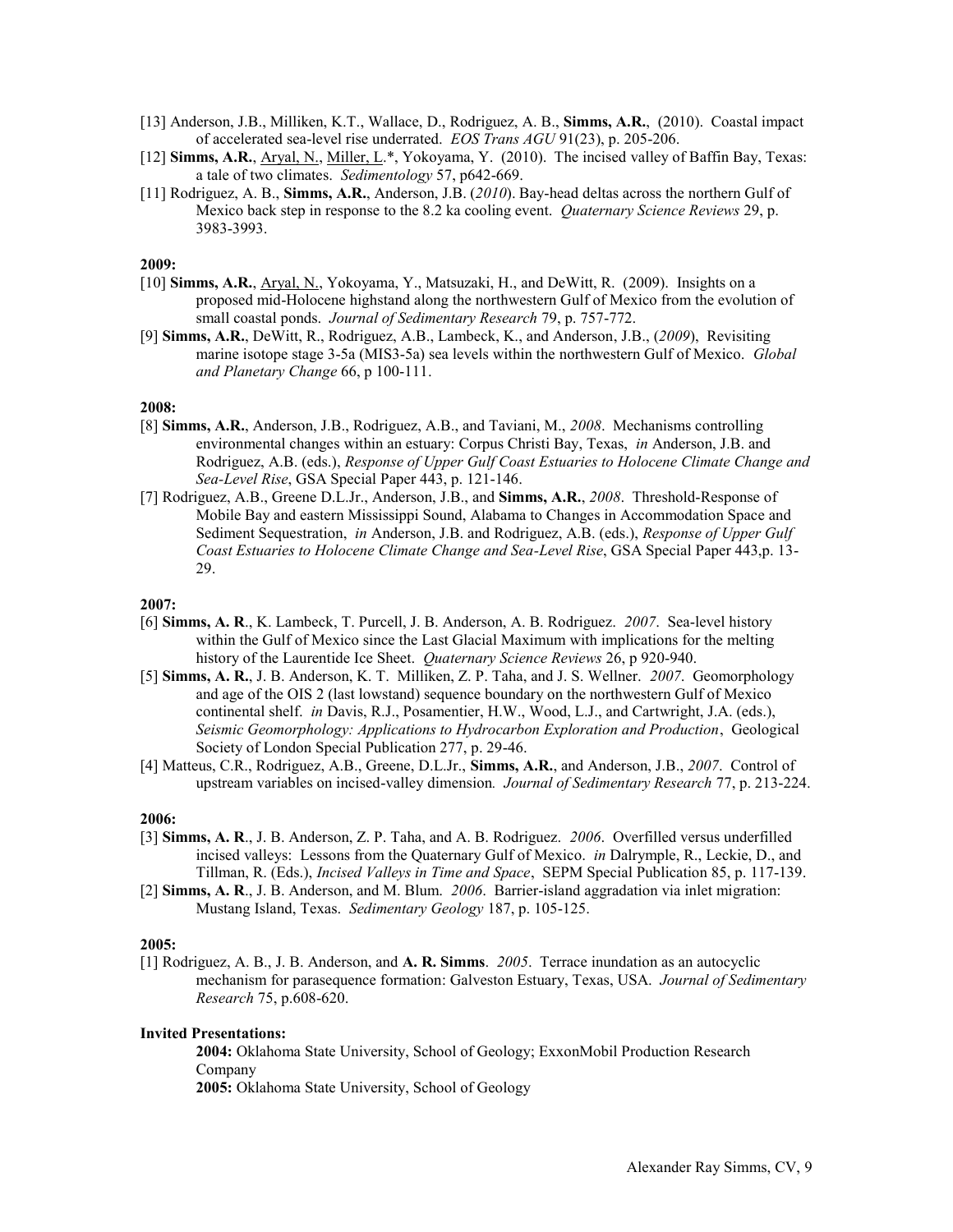[13] Anderson, J.B., Milliken, K.T., Wallace, D., Rodriguez, A. B., **Simms, A.R.**, (2010). Coastal impact of accelerated sea-level rise underrated. *EOS Trans AGU* 91(23), p. 205-206.

[12] **Simms, A.R.**, Aryal, N., Miller, L.*, Yokoyama, Y. (2010). The incised valley of Baffin Bay, Texas: a tale of two climates. *Sedimentology* 57, p642-669.

[11] Rodriguez, A. B., **Simms, A.R.**, Anderson, J.B. (*2010*). Bay-head deltas across the northern Gulf of Mexico back step in response to the 8.2 ka cooling event. *Quaternary Science Reviews* 29, p. 3983-3993.

**2009:**

[10] **Simms, A.R.**, Aryal, N., Yokoyama, Y., Matsuzaki, H., and DeWitt, R. (2009). Insights on a proposed mid-Holocene highstand along the northwestern Gulf of Mexico from the evolution of small coastal ponds. *Journal of Sedimentary Research* 79, p. 757-772.

[9] **Simms, A.R.**, DeWitt, R., Rodriguez, A.B., Lambeck, K., and Anderson, J.B., (*2009*), Revisiting marine isotope stage 3-5a (MIS3-5a) sea levels within the northwestern Gulf of Mexico. *Global and Planetary Change* 66, p 100-111.

**2008:**

[8] **Simms, A.R.**, Anderson, J.B., Rodriguez, A.B., and Taviani, M., *2008*. Mechanisms controlling environmental changes within an estuary: Corpus Christi Bay, Texas, *in* Anderson, J.B. and Rodriguez, A.B. (eds.), *Response of Upper Gulf Coast Estuaries to Holocene Climate Change and Sea-Level Rise*, GSA Special Paper 443, p. 121-146.

[7] Rodriguez, A.B., Greene D.L.Jr., Anderson, J.B., and **Simms, A.R.**, *2008*. Threshold-Response of Mobile Bay and eastern Mississippi Sound, Alabama to Changes in Accommodation Space and Sediment Sequestration, *in* Anderson, J.B. and Rodriguez, A.B. (eds.), *Response of Upper Gulf Coast Estuaries to Holocene Climate Change and Sea-Level Rise*, GSA Special Paper 443,p. 13-29.

**2007:**

[6] **Simms, A. R**., K. Lambeck, T. Purcell, J. B. Anderson, A. B. Rodriguez. *2007*. Sea-level history within the Gulf of Mexico since the Last Glacial Maximum with implications for the melting history of the Laurentide Ice Sheet. *Quaternary Science Reviews* 26, p 920-940.

[5] **Simms, A. R.**, J. B. Anderson, K. T. Milliken, Z. P. Taha, and J. S. Wellner. *2007*. Geomorphology and age of the OIS 2 (last lowstand) sequence boundary on the northwestern Gulf of Mexico continental shelf. *in* Davis, R.J., Posamentier, H.W., Wood, L.J., and Cartwright, J.A. (eds.), *Seismic Geomorphology: Applications to Hydrocarbon Exploration and Production*, Geological Society of London Special Publication 277, p. 29-46.

[4] Matteus, C.R., Rodriguez, A.B., Greene, D.L.Jr., **Simms, A.R.**, and Anderson, J.B., *2007*. Control of upstream variables on incised-valley dimension*. Journal of Sedimentary Research* 77, p. 213-224.

**2006:**

[3] **Simms, A. R**., J. B. Anderson, Z. P. Taha, and A. B. Rodriguez. *2006*. Overfilled versus underfilled incised valleys: Lessons from the Quaternary Gulf of Mexico. *in* Dalrymple, R., Leckie, D., and Tillman, R. (Eds.), *Incised Valleys in Time and Space*, SEPM Special Publication 85, p. 117-139.

[2] **Simms, A. R**., J. B. Anderson, and M. Blum. *2006*. Barrier-island aggradation via inlet migration: Mustang Island, Texas. *Sedimentary Geology* 187, p. 105-125.

**2005:**

[1] Rodriguez, A. B., J. B. Anderson, and **A. R. Simms**. *2005*. Terrace inundation as an autocyclic mechanism for parasequence formation: Galveston Estuary, Texas, USA. *Journal of Sedimentary Research* 75, p.608-620.

**Invited Presentations:**

**2004:** Oklahoma State University, School of Geology; ExxonMobil Production Research Company

**2005:** Oklahoma State University, School of Geology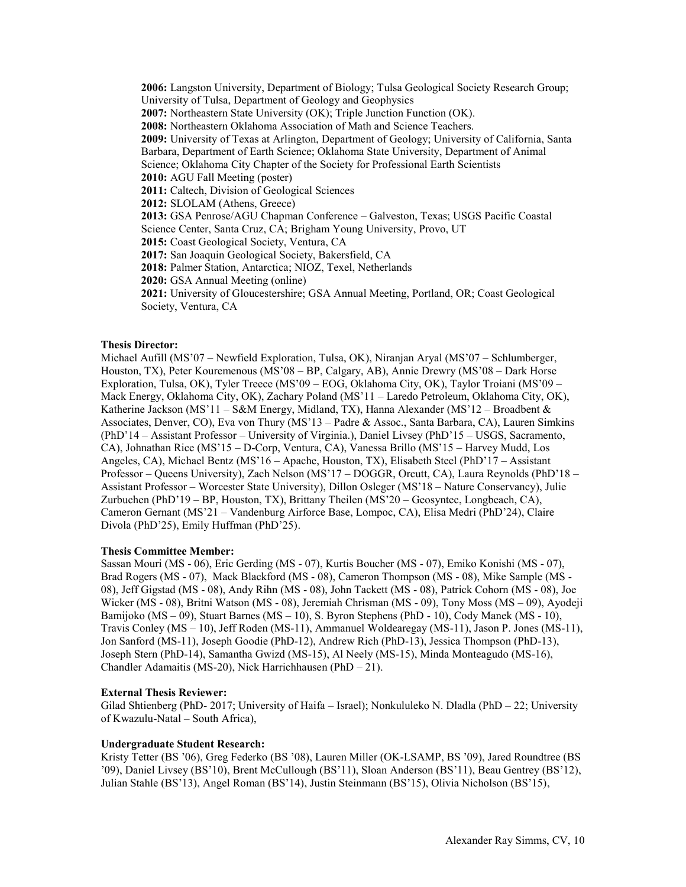**2006:** Langston University, Department of Biology; Tulsa Geological Society Research Group; University of Tulsa, Department of Geology and Geophysics
**2007:** Northeastern State University (OK); Triple Junction Function (OK).
**2008:** Northeastern Oklahoma Association of Math and Science Teachers.
**2009:** University of Texas at Arlington, Department of Geology; University of California, Santa Barbara, Department of Earth Science; Oklahoma State University, Department of Animal Science; Oklahoma City Chapter of the Society for Professional Earth Scientists
**2010:** AGU Fall Meeting (poster)
**2011:** Caltech, Division of Geological Sciences
**2012:** SLOLAM (Athens, Greece)
**2013:** GSA Penrose/AGU Chapman Conference – Galveston, Texas; USGS Pacific Coastal Science Center, Santa Cruz, CA; Brigham Young University, Provo, UT
**2015:** Coast Geological Society, Ventura, CA
**2017:** San Joaquin Geological Society, Bakersfield, CA
**2018:** Palmer Station, Antarctica; NIOZ, Texel, Netherlands
**2020:** GSA Annual Meeting (online)
**2021:** University of Gloucestershire; GSA Annual Meeting, Portland, OR; Coast Geological Society, Ventura, CA

**Thesis Director:**
Michael Aufill (MS'07 – Newfield Exploration, Tulsa, OK), Niranjan Aryal (MS'07 – Schlumberger, Houston, TX), Peter Kouremenous (MS'08 – BP, Calgary, AB), Annie Drewry (MS'08 – Dark Horse Exploration, Tulsa, OK), Tyler Treece (MS'09 – EOG, Oklahoma City, OK), Taylor Troiani (MS'09 – Mack Energy, Oklahoma City, OK), Zachary Poland (MS'11 – Laredo Petroleum, Oklahoma City, OK), Katherine Jackson (MS'11 – S&M Energy, Midland, TX), Hanna Alexander (MS'12 – Broadbent & Associates, Denver, CO), Eva von Thury (MS'13 – Padre & Assoc., Santa Barbara, CA), Lauren Simkins (PhD'14 – Assistant Professor – University of Virginia.), Daniel Livsey (PhD'15 – USGS, Sacramento, CA), Johnathan Rice (MS'15 – D-Corp, Ventura, CA), Vanessa Brillo (MS'15 – Harvey Mudd, Los Angeles, CA), Michael Bentz (MS'16 – Apache, Houston, TX), Elisabeth Steel (PhD'17 – Assistant Professor – Queens University), Zach Nelson (MS'17 – DOGGR, Orcutt, CA), Laura Reynolds (PhD'18 – Assistant Professor – Worcester State University), Dillon Osleger (MS'18 – Nature Conservancy), Julie Zurbuchen (PhD'19 – BP, Houston, TX), Brittany Theilen (MS'20 – Geosyntec, Longbeach, CA), Cameron Gernant (MS'21 – Vandenburg Airforce Base, Lompoc, CA), Elisa Medri (PhD'24), Claire Divola (PhD'25), Emily Huffman (PhD'25).

**Thesis Committee Member:**
Sassan Mouri (MS - 06), Eric Gerding (MS - 07), Kurtis Boucher (MS - 07), Emiko Konishi (MS - 07), Brad Rogers (MS - 07), Mack Blackford (MS - 08), Cameron Thompson (MS - 08), Mike Sample (MS - 08), Jeff Gigstad (MS - 08), Andy Rihn (MS - 08), John Tackett (MS - 08), Patrick Cohorn (MS - 08), Joe Wicker (MS - 08), Britni Watson (MS - 08), Jeremiah Chrisman (MS - 09), Tony Moss (MS – 09), Ayodeji Bamijoko (MS – 09), Stuart Barnes (MS – 10), S. Byron Stephens (PhD - 10), Cody Manek (MS - 10), Travis Conley (MS – 10), Jeff Roden (MS-11), Ammanuel Woldearegay (MS-11), Jason P. Jones (MS-11), Jon Sanford (MS-11), Joseph Goodie (PhD-12), Andrew Rich (PhD-13), Jessica Thompson (PhD-13), Joseph Stern (PhD-14), Samantha Gwizd (MS-15), Al Neely (MS-15), Minda Monteagudo (MS-16), Chandler Adamaitis (MS-20), Nick Harrichhausen (PhD – 21).

**External Thesis Reviewer:**
Gilad Shtienberg (PhD- 2017; University of Haifa – Israel); Nonkululeko N. Dladla (PhD – 22; University of Kwazulu-Natal – South Africa),

**Undergraduate Student Research:**
Kristy Tetter (BS '06), Greg Federko (BS '08), Lauren Miller (OK-LSAMP, BS '09), Jared Roundtree (BS '09), Daniel Livsey (BS'10), Brent McCullough (BS'11), Sloan Anderson (BS'11), Beau Gentrey (BS'12), Julian Stahle (BS'13), Angel Roman (BS'14), Justin Steinmann (BS'15), Olivia Nicholson (BS'15),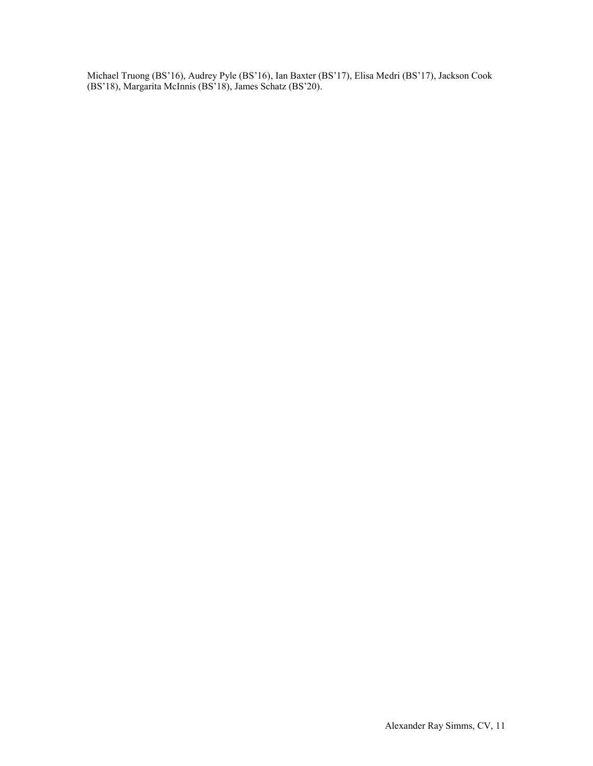Michael Truong (BS'16), Audrey Pyle (BS'16), Ian Baxter (BS'17), Elisa Medri (BS'17), Jackson Cook (BS'18), Margarita McInnis (BS'18), James Schatz (BS'20).